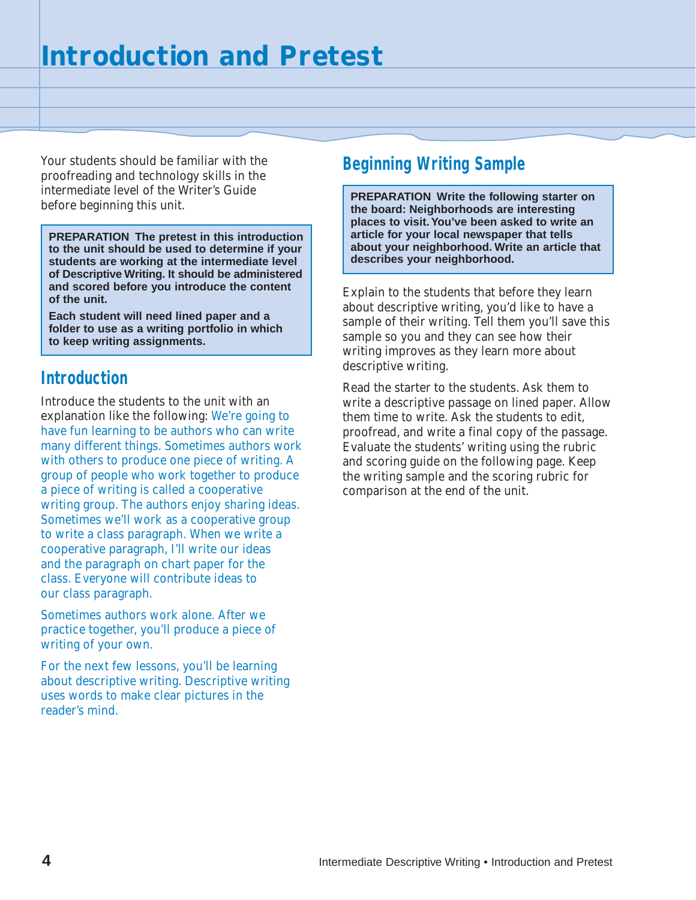# Introduction and Pretest

Your students should be familiar with the proofreading and technology skills in the intermediate level of the Writer's Guide before beginning this unit.

> **PREPARATION** **The pretest in this introduction to the unit should be used to determine if your students are working at the intermediate level of Descriptive Writing. It should be administered and scored before you introduce the content of the unit.**
>
> **Each student will need lined paper and a folder to use as a writing portfolio in which to keep writing assignments.**

## Introduction

Introduce the students to the unit with an explanation like the following: We're going to have fun learning to be authors who can write many different things. Sometimes authors work with others to produce one piece of writing. A group of people who work together to produce a piece of writing is called a cooperative writing group. The authors enjoy sharing ideas. Sometimes we'll work as a cooperative group to write a class paragraph. When we write a cooperative paragraph, I'll write our ideas and the paragraph on chart paper for the class. Everyone will contribute ideas to our class paragraph.

Sometimes authors work alone. After we practice together, you'll produce a piece of writing of your own.

For the next few lessons, you'll be learning about descriptive writing. Descriptive writing uses words to make clear pictures in the reader's mind.

## Beginning Writing Sample

> **PREPARATION** **Write the following starter on the board: Neighborhoods are interesting places to visit. You've been asked to write an article for your local newspaper that tells about your neighborhood. Write an article that describes your neighborhood.**

Explain to the students that before they learn about descriptive writing, you'd like to have a sample of their writing. Tell them you'll save this sample so you and they can see how their writing improves as they learn more about descriptive writing.

Read the starter to the students. Ask them to write a descriptive passage on lined paper. Allow them time to write. Ask the students to edit, proofread, and write a final copy of the passage. Evaluate the students' writing using the rubric and scoring guide on the following page. Keep the writing sample and the scoring rubric for comparison at the end of the unit.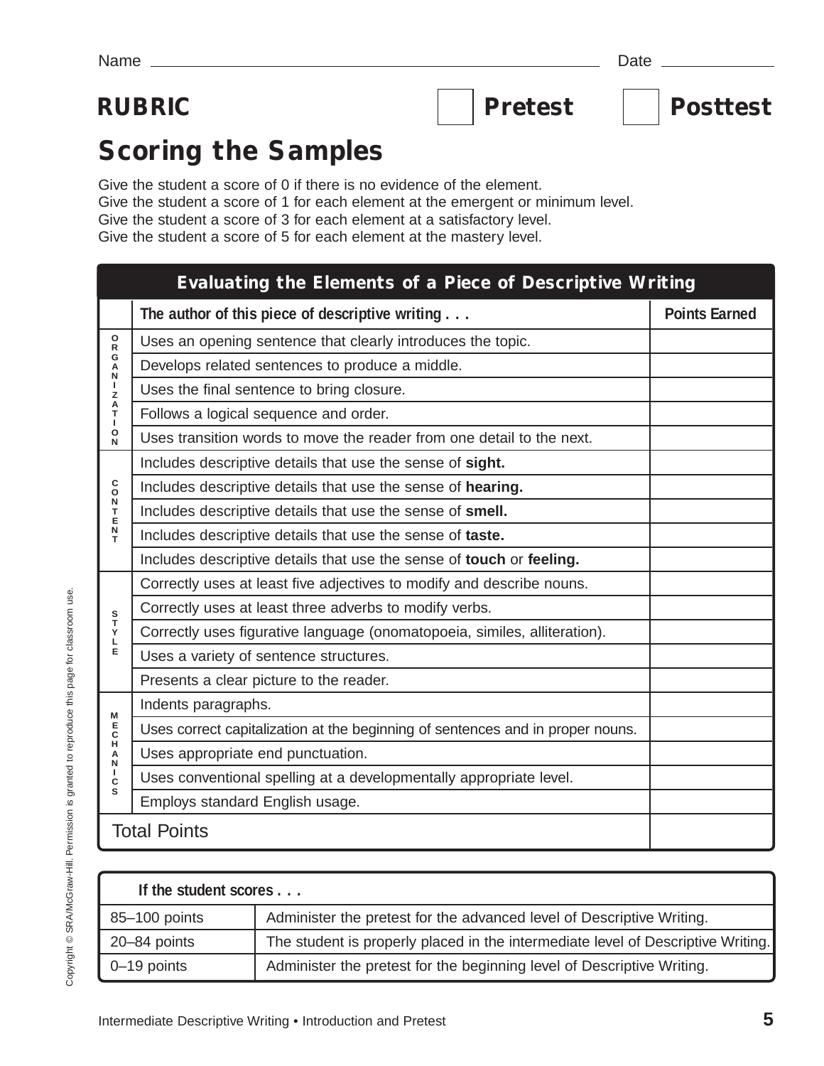Name ______________________________ Date ______________

**RUBRIC** ☐ **Pretest** ☐ **Posttest**

# Scoring the Samples

Give the student a score of 0 if there is no evidence of the element.
Give the student a score of 1 for each element at the emergent or minimum level.
Give the student a score of 3 for each element at a satisfactory level.
Give the student a score of 5 for each element at the mastery level.

| Evaluating the Elements of a Piece of Descriptive Writing | | |
|---|---|---|
| | **The author of this piece of descriptive writing . . .** | **Points Earned** |
| ORGANIZATION | Uses an opening sentence that clearly introduces the topic. | |
| | Develops related sentences to produce a middle. | |
| | Uses the final sentence to bring closure. | |
| | Follows a logical sequence and order. | |
| | Uses transition words to move the reader from one detail to the next. | |
| CONTENT | Includes descriptive details that use the sense of **sight.** | |
| | Includes descriptive details that use the sense of **hearing.** | |
| | Includes descriptive details that use the sense of **smell.** | |
| | Includes descriptive details that use the sense of **taste.** | |
| | Includes descriptive details that use the sense of **touch** or **feeling.** | |
| STYLE | Correctly uses at least five adjectives to modify and describe nouns. | |
| | Correctly uses at least three adverbs to modify verbs. | |
| | Correctly uses figurative language (onomatopoeia, similes, alliteration). | |
| | Uses a variety of sentence structures. | |
| | Presents a clear picture to the reader. | |
| MECHANICS | Indents paragraphs. | |
| | Uses correct capitalization at the beginning of sentences and in proper nouns. | |
| | Uses appropriate end punctuation. | |
| | Uses conventional spelling at a developmentally appropriate level. | |
| | Employs standard English usage. | |
| Total Points | | |

| **If the student scores . . .** | |
|---|---|
| 85–100 points | Administer the pretest for the advanced level of Descriptive Writing. |
| 20–84 points | The student is properly placed in the intermediate level of Descriptive Writing. |
| 0–19 points | Administer the pretest for the beginning level of Descriptive Writing. |

Copyright © SRA/McGraw-Hill. Permission is granted to reproduce this page for classroom use.